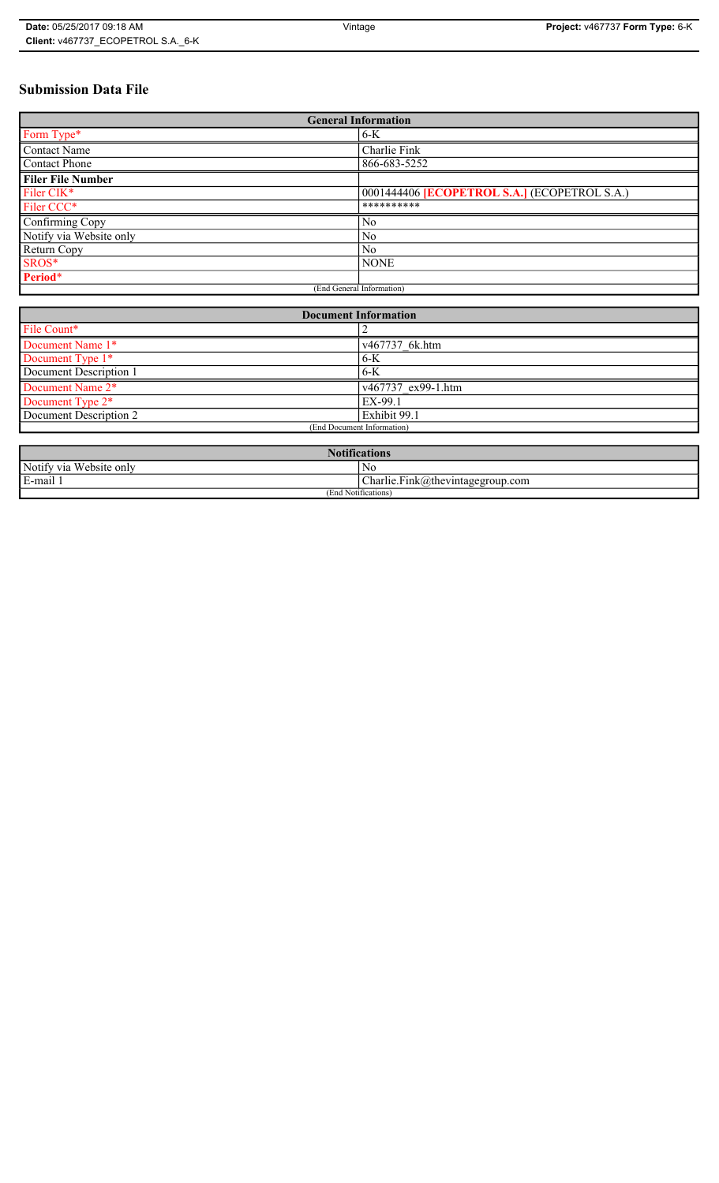# Submission Data File

| General Information | |
|---|---|
| Form Type* | 6-K |
| Contact Name | Charlie Fink |
| Contact Phone | 866-683-5252 |
| **Filer File Number** | |
| Filer CIK* | 0001444406 **[ECOPETROL S.A.]** (ECOPETROL S.A.) |
| Filer CCC* | ********** |
| Confirming Copy | No |
| Notify via Website only | No |
| Return Copy | No |
| SROS* | NONE |
| **Period*** | |
| (End General Information) | |

| Document Information | |
|---|---|
| File Count* | 2 |
| Document Name 1* | v467737_6k.htm |
| Document Type 1* | 6-K |
| Document Description 1 | 6-K |
| Document Name 2* | v467737_ex99-1.htm |
| Document Type 2* | EX-99.1 |
| Document Description 2 | Exhibit 99.1 |
| (End Document Information) | |

| Notifications | |
|---|---|
| Notify via Website only | No |
| E-mail 1 | Charlie.Fink@thevintagegroup.com |
| (End Notifications) | |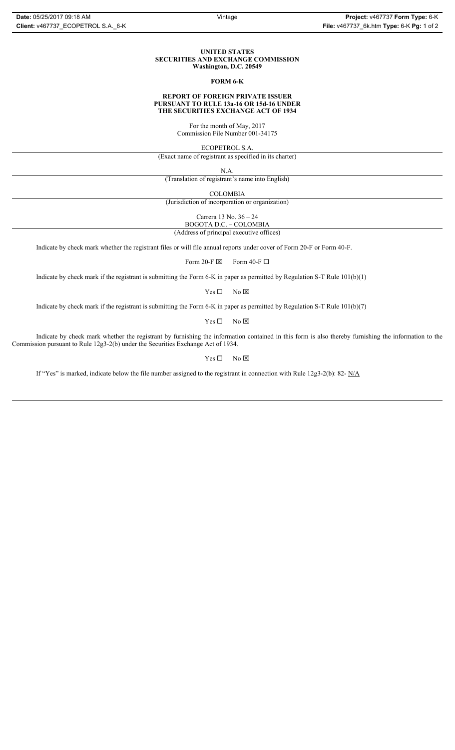**UNITED STATES**
**SECURITIES AND EXCHANGE COMMISSION**
**Washington, D.C. 20549**

**FORM 6-K**

**REPORT OF FOREIGN PRIVATE ISSUER**
**PURSUANT TO RULE 13a-16 OR 15d-16 UNDER**
**THE SECURITIES EXCHANGE ACT OF 1934**

For the month of May, 2017
Commission File Number 001-34175

ECOPETROL S.A.

(Exact name of registrant as specified in its charter)

N.A.

(Translation of registrant's name into English)

COLOMBIA

(Jurisdiction of incorporation or organization)

Carrera 13 No. 36 – 24
BOGOTA D.C. – COLOMBIA

(Address of principal executive offices)

Indicate by check mark whether the registrant files or will file annual reports under cover of Form 20-F or Form 40-F.

Form 20-F ☒ Form 40-F ☐

Indicate by check mark if the registrant is submitting the Form 6-K in paper as permitted by Regulation S-T Rule 101(b)(1)

Yes ☐ No ☒

Indicate by check mark if the registrant is submitting the Form 6-K in paper as permitted by Regulation S-T Rule 101(b)(7)

Yes ☐ No ☒

Indicate by check mark whether the registrant by furnishing the information contained in this form is also thereby furnishing the information to the Commission pursuant to Rule 12g3-2(b) under the Securities Exchange Act of 1934.

Yes ☐ No ☒

If "Yes" is marked, indicate below the file number assigned to the registrant in connection with Rule 12g3-2(b): 82- N/A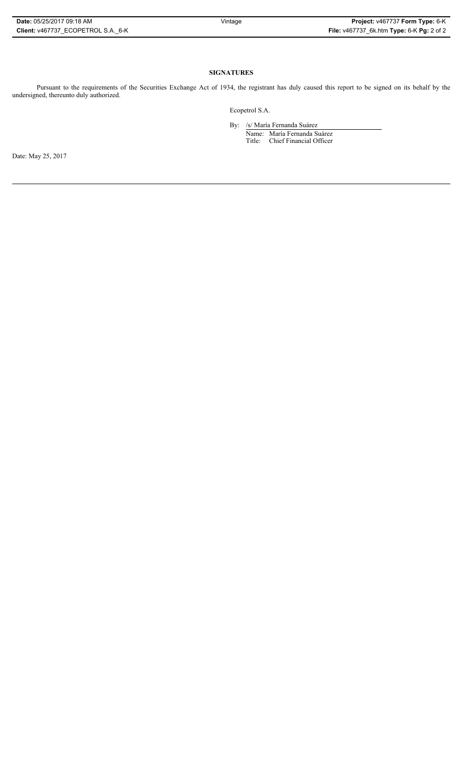**SIGNATURES**

Pursuant to the requirements of the Securities Exchange Act of 1934, the registrant has duly caused this report to be signed on its behalf by the undersigned, thereunto duly authorized.

Ecopetrol S.A.

By: /s/ María Fernanda Suárez

Name: María Fernanda Suárez

Title: Chief Financial Officer

Date: May 25, 2017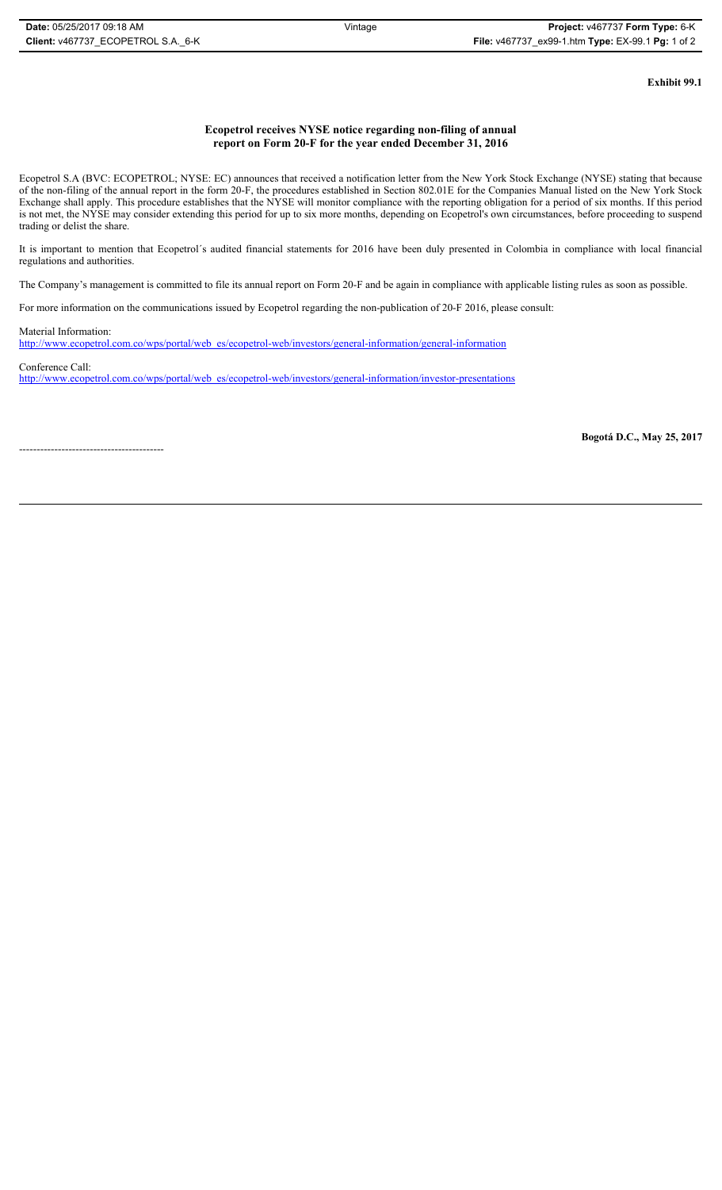**Exhibit 99.1**

## Ecopetrol receives NYSE notice regarding non-filing of annual report on Form 20-F for the year ended December 31, 2016

Ecopetrol S.A (BVC: ECOPETROL; NYSE: EC) announces that received a notification letter from the New York Stock Exchange (NYSE) stating that because of the non-filing of the annual report in the form 20-F, the procedures established in Section 802.01E for the Companies Manual listed on the New York Stock Exchange shall apply. This procedure establishes that the NYSE will monitor compliance with the reporting obligation for a period of six months. If this period is not met, the NYSE may consider extending this period for up to six more months, depending on Ecopetrol's own circumstances, before proceeding to suspend trading or delist the share.

It is important to mention that Ecopetrol´s audited financial statements for 2016 have been duly presented in Colombia in compliance with local financial regulations and authorities.

The Company's management is committed to file its annual report on Form 20-F and be again in compliance with applicable listing rules as soon as possible.

For more information on the communications issued by Ecopetrol regarding the non-publication of 20-F 2016, please consult:

Material Information:
http://www.ecopetrol.com.co/wps/portal/web_es/ecopetrol-web/investors/general-information/general-information

Conference Call:
http://www.ecopetrol.com.co/wps/portal/web_es/ecopetrol-web/investors/general-information/investor-presentations

**Bogotá D.C., May 25, 2017**

-----------------------------------------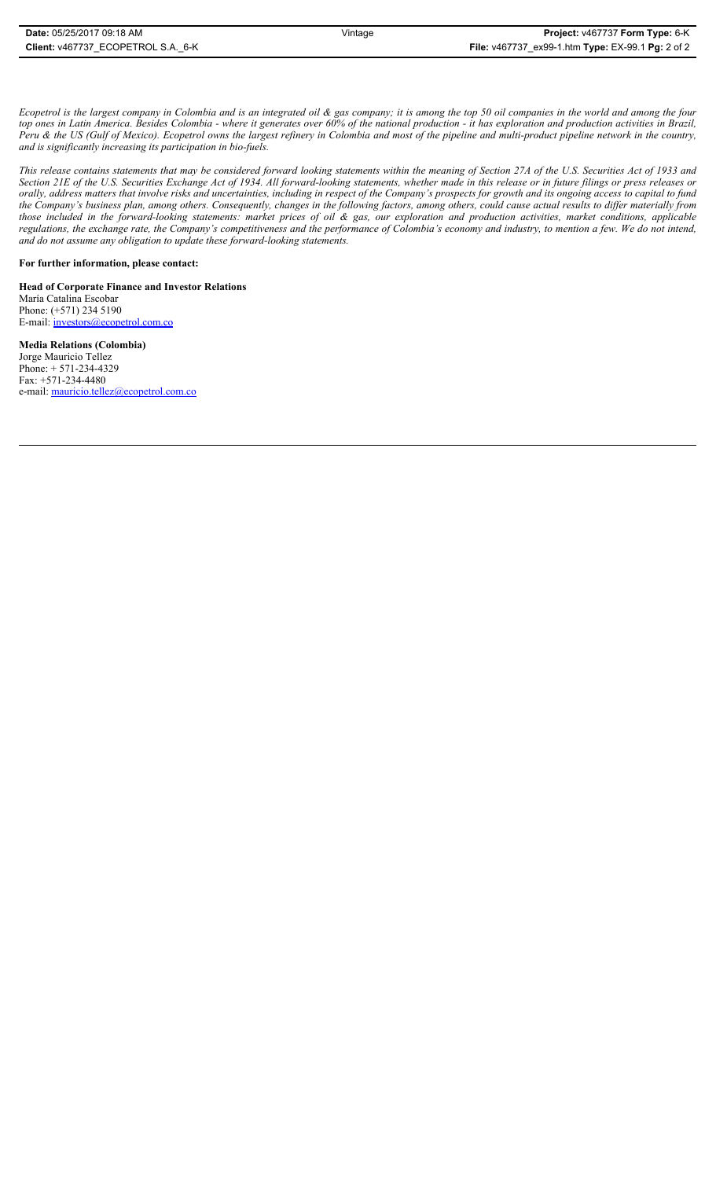*Ecopetrol is the largest company in Colombia and is an integrated oil & gas company; it is among the top 50 oil companies in the world and among the four top ones in Latin America. Besides Colombia - where it generates over 60% of the national production - it has exploration and production activities in Brazil, Peru & the US (Gulf of Mexico). Ecopetrol owns the largest refinery in Colombia and most of the pipeline and multi-product pipeline network in the country, and is significantly increasing its participation in bio-fuels.*

*This release contains statements that may be considered forward looking statements within the meaning of Section 27A of the U.S. Securities Act of 1933 and Section 21E of the U.S. Securities Exchange Act of 1934. All forward-looking statements, whether made in this release or in future filings or press releases or orally, address matters that involve risks and uncertainties, including in respect of the Company's prospects for growth and its ongoing access to capital to fund the Company's business plan, among others. Consequently, changes in the following factors, among others, could cause actual results to differ materially from those included in the forward-looking statements: market prices of oil & gas, our exploration and production activities, market conditions, applicable regulations, the exchange rate, the Company's competitiveness and the performance of Colombia's economy and industry, to mention a few. We do not intend, and do not assume any obligation to update these forward-looking statements.*

**For further information, please contact:**

**Head of Corporate Finance and Investor Relations**
María Catalina Escobar
Phone: (+571) 234 5190
E-mail: investors@ecopetrol.com.co

**Media Relations (Colombia)**
Jorge Mauricio Tellez
Phone: + 571-234-4329
Fax: +571-234-4480
e-mail: mauricio.tellez@ecopetrol.com.co